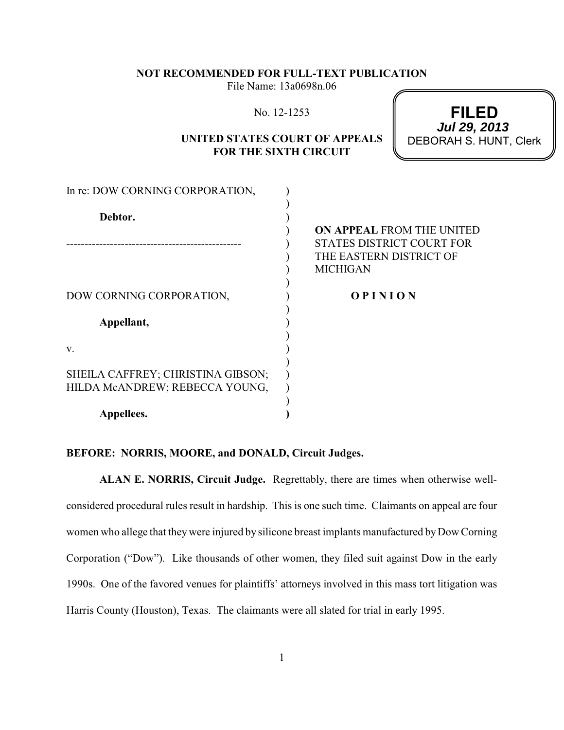**NOT RECOMMENDED FOR FULL-TEXT PUBLICATION**
File Name: 13a0698n.06

No. 12-1253

**FILED**
***Jul 29, 2013***
DEBORAH S. HUNT, Clerk

**UNITED STATES COURT OF APPEALS FOR THE SIXTH CIRCUIT**

In re: DOW CORNING CORPORATION,

**Debtor.**

-----------------------------------------------

DOW CORNING CORPORATION,

**Appellant,**

v.

SHEILA CAFFREY; CHRISTINA GIBSON; HILDA McANDREW; REBECCA YOUNG,

**Appellees.**

**ON APPEAL** FROM THE UNITED STATES DISTRICT COURT FOR THE EASTERN DISTRICT OF MICHIGAN

**O P I N I O N**

**BEFORE: NORRIS, MOORE, and DONALD, Circuit Judges.**

**ALAN E. NORRIS, Circuit Judge.** Regrettably, there are times when otherwise well-considered procedural rules result in hardship. This is one such time. Claimants on appeal are four women who allege that they were injured by silicone breast implants manufactured by Dow Corning Corporation ("Dow"). Like thousands of other women, they filed suit against Dow in the early 1990s. One of the favored venues for plaintiffs' attorneys involved in this mass tort litigation was Harris County (Houston), Texas. The claimants were all slated for trial in early 1995.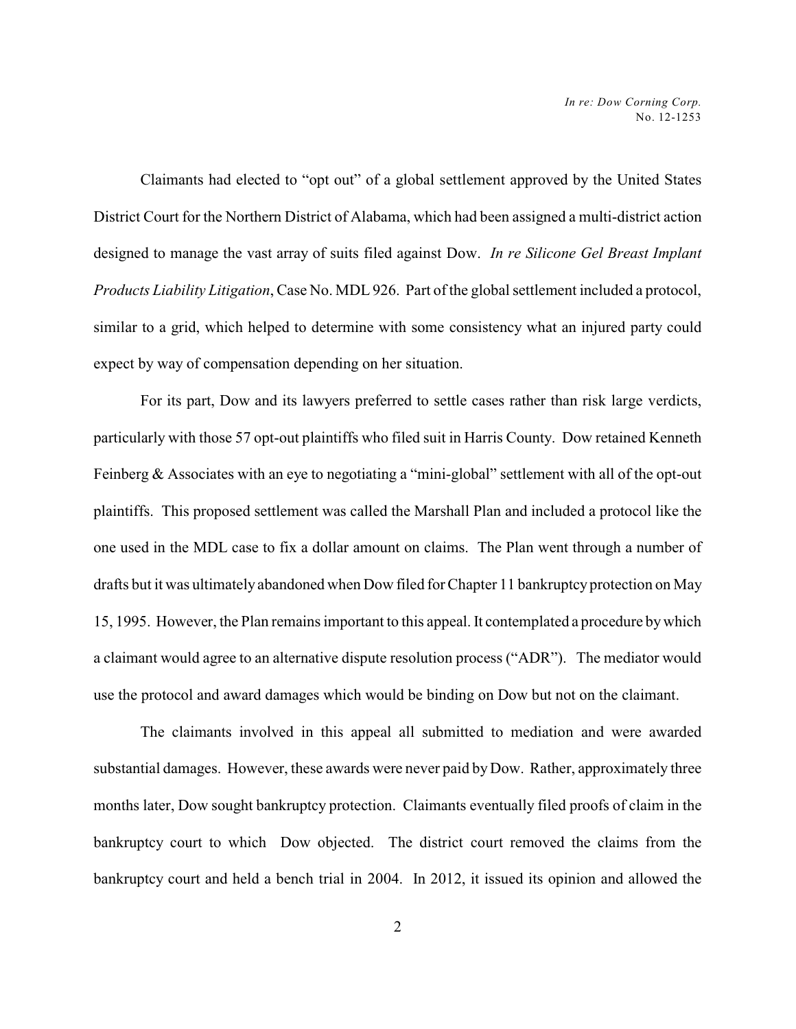Claimants had elected to "opt out" of a global settlement approved by the United States District Court for the Northern District of Alabama, which had been assigned a multi-district action designed to manage the vast array of suits filed against Dow. *In re Silicone Gel Breast Implant Products Liability Litigation*, Case No. MDL 926. Part of the global settlement included a protocol, similar to a grid, which helped to determine with some consistency what an injured party could expect by way of compensation depending on her situation.

For its part, Dow and its lawyers preferred to settle cases rather than risk large verdicts, particularly with those 57 opt-out plaintiffs who filed suit in Harris County. Dow retained Kenneth Feinberg & Associates with an eye to negotiating a "mini-global" settlement with all of the opt-out plaintiffs. This proposed settlement was called the Marshall Plan and included a protocol like the one used in the MDL case to fix a dollar amount on claims. The Plan went through a number of drafts but it was ultimately abandoned when Dow filed for Chapter 11 bankruptcy protection on May 15, 1995. However, the Plan remains important to this appeal. It contemplated a procedure by which a claimant would agree to an alternative dispute resolution process ("ADR"). The mediator would use the protocol and award damages which would be binding on Dow but not on the claimant.

The claimants involved in this appeal all submitted to mediation and were awarded substantial damages. However, these awards were never paid by Dow. Rather, approximately three months later, Dow sought bankruptcy protection. Claimants eventually filed proofs of claim in the bankruptcy court to which Dow objected. The district court removed the claims from the bankruptcy court and held a bench trial in 2004. In 2012, it issued its opinion and allowed the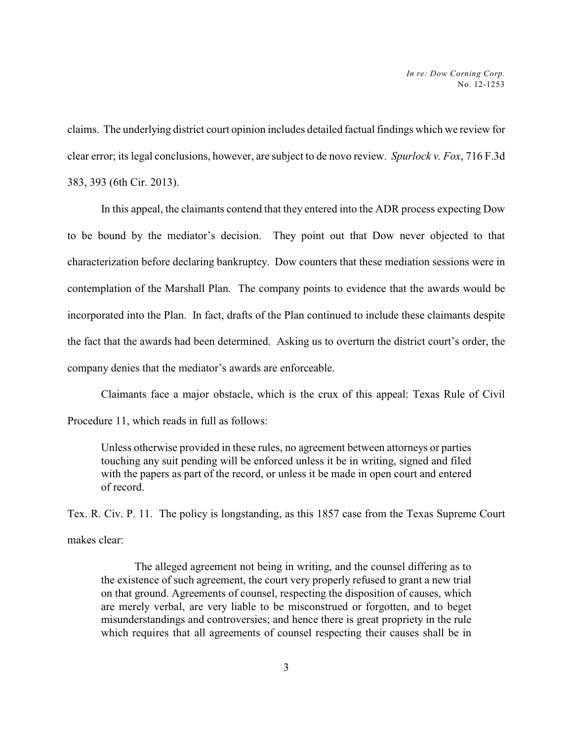claims. The underlying district court opinion includes detailed factual findings which we review for clear error; its legal conclusions, however, are subject to de novo review. *Spurlock v. Fox*, 716 F.3d 383, 393 (6th Cir. 2013).

In this appeal, the claimants contend that they entered into the ADR process expecting Dow to be bound by the mediator's decision. They point out that Dow never objected to that characterization before declaring bankruptcy. Dow counters that these mediation sessions were in contemplation of the Marshall Plan. The company points to evidence that the awards would be incorporated into the Plan. In fact, drafts of the Plan continued to include these claimants despite the fact that the awards had been determined. Asking us to overturn the district court's order, the company denies that the mediator's awards are enforceable.

Claimants face a major obstacle, which is the crux of this appeal: Texas Rule of Civil Procedure 11, which reads in full as follows:

> Unless otherwise provided in these rules, no agreement between attorneys or parties touching any suit pending will be enforced unless it be in writing, signed and filed with the papers as part of the record, or unless it be made in open court and entered of record.

Tex. R. Civ. P. 11. The policy is longstanding, as this 1857 case from the Texas Supreme Court makes clear:

> The alleged agreement not being in writing, and the counsel differing as to the existence of such agreement, the court very properly refused to grant a new trial on that ground. Agreements of counsel, respecting the disposition of causes, which are merely verbal, are very liable to be misconstrued or forgotten, and to beget misunderstandings and controversies; and hence there is great propriety in the rule which requires that all agreements of counsel respecting their causes shall be in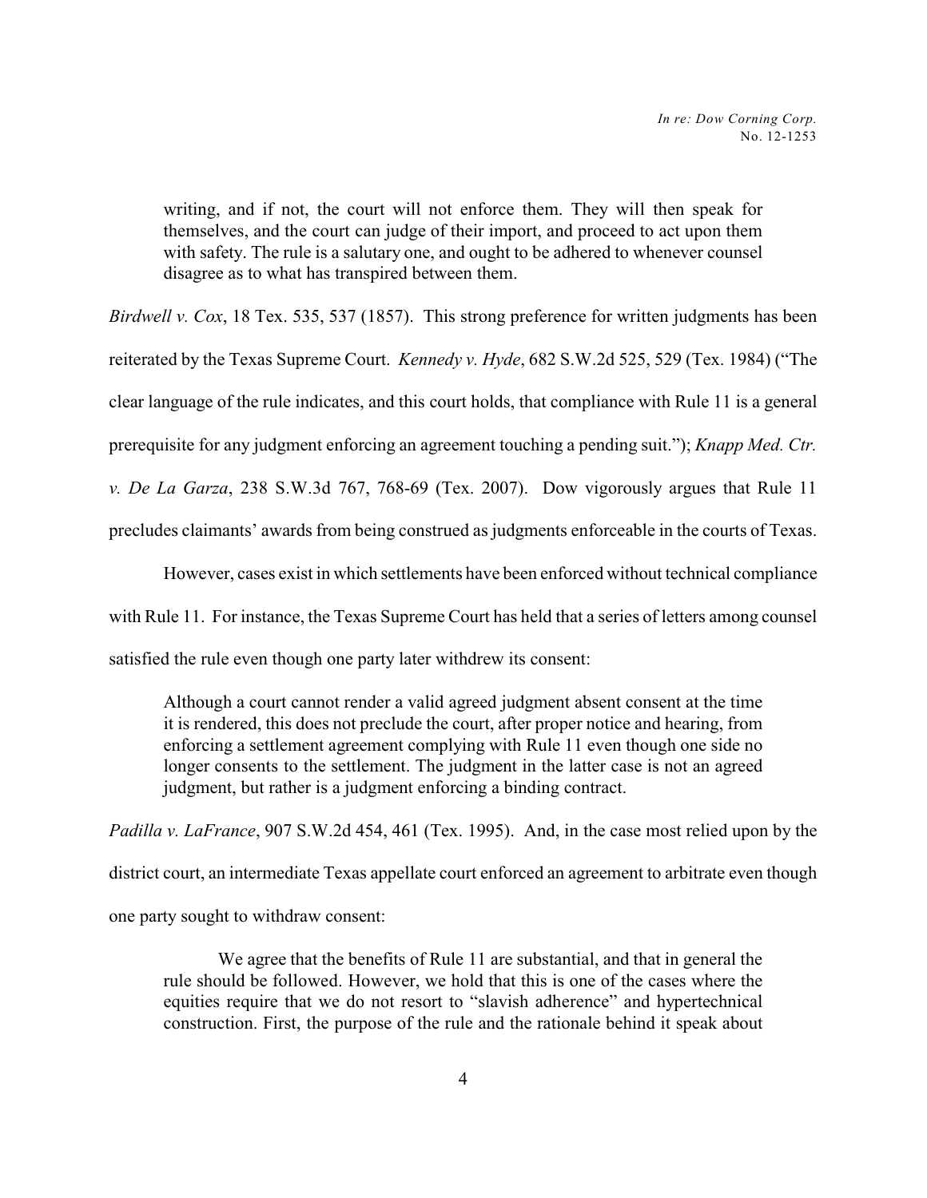> writing, and if not, the court will not enforce them. They will then speak for themselves, and the court can judge of their import, and proceed to act upon them with safety. The rule is a salutary one, and ought to be adhered to whenever counsel disagree as to what has transpired between them.

*Birdwell v. Cox*, 18 Tex. 535, 537 (1857). This strong preference for written judgments has been reiterated by the Texas Supreme Court. *Kennedy v. Hyde*, 682 S.W.2d 525, 529 (Tex. 1984) ("The clear language of the rule indicates, and this court holds, that compliance with Rule 11 is a general prerequisite for any judgment enforcing an agreement touching a pending suit."); *Knapp Med. Ctr. v. De La Garza*, 238 S.W.3d 767, 768-69 (Tex. 2007). Dow vigorously argues that Rule 11 precludes claimants' awards from being construed as judgments enforceable in the courts of Texas.

However, cases exist in which settlements have been enforced without technical compliance with Rule 11. For instance, the Texas Supreme Court has held that a series of letters among counsel satisfied the rule even though one party later withdrew its consent:

> Although a court cannot render a valid agreed judgment absent consent at the time it is rendered, this does not preclude the court, after proper notice and hearing, from enforcing a settlement agreement complying with Rule 11 even though one side no longer consents to the settlement. The judgment in the latter case is not an agreed judgment, but rather is a judgment enforcing a binding contract.

*Padilla v. LaFrance*, 907 S.W.2d 454, 461 (Tex. 1995). And, in the case most relied upon by the district court, an intermediate Texas appellate court enforced an agreement to arbitrate even though one party sought to withdraw consent:

> We agree that the benefits of Rule 11 are substantial, and that in general the rule should be followed. However, we hold that this is one of the cases where the equities require that we do not resort to "slavish adherence" and hypertechnical construction. First, the purpose of the rule and the rationale behind it speak about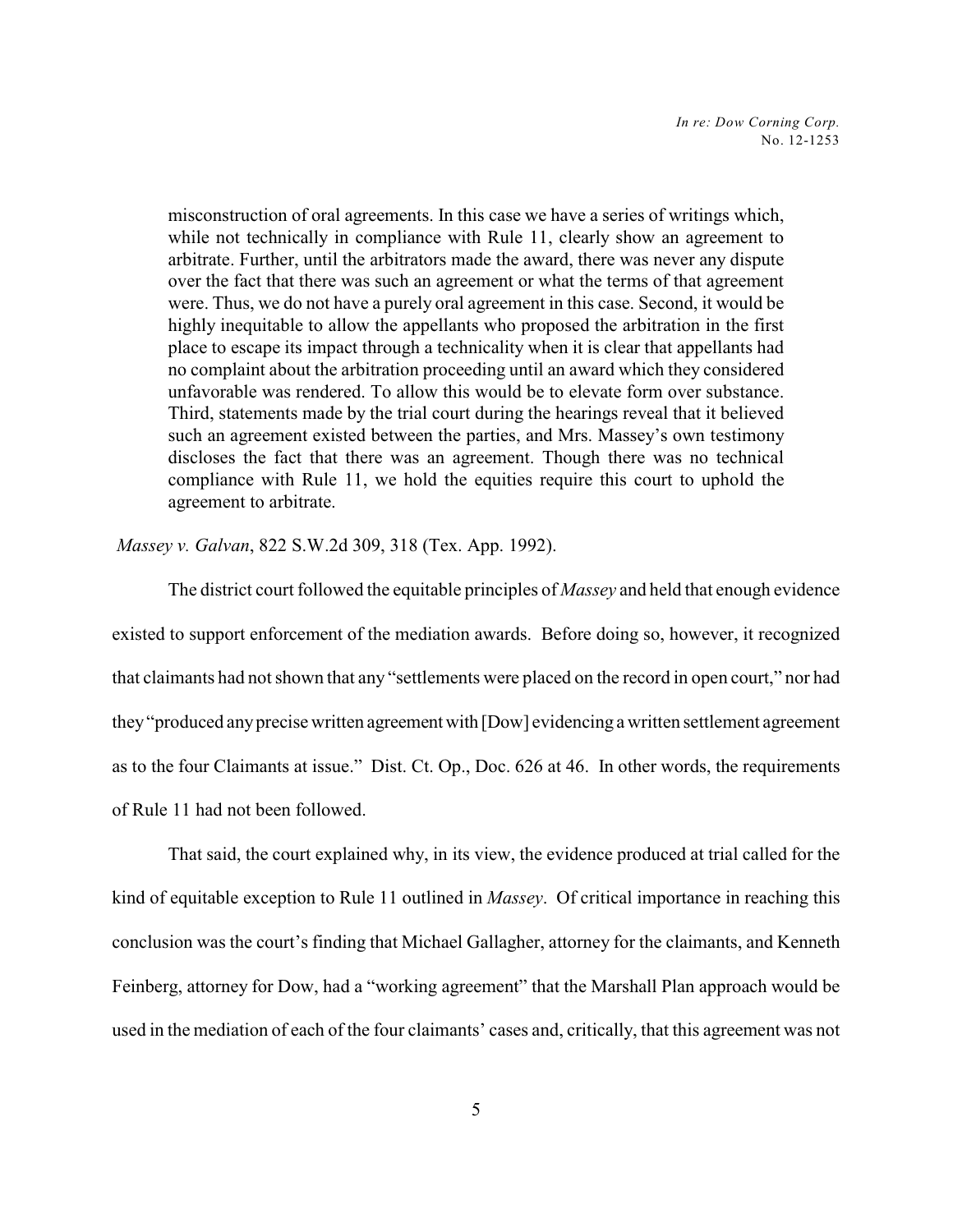> misconstruction of oral agreements. In this case we have a series of writings which, while not technically in compliance with Rule 11, clearly show an agreement to arbitrate. Further, until the arbitrators made the award, there was never any dispute over the fact that there was such an agreement or what the terms of that agreement were. Thus, we do not have a purely oral agreement in this case. Second, it would be highly inequitable to allow the appellants who proposed the arbitration in the first place to escape its impact through a technicality when it is clear that appellants had no complaint about the arbitration proceeding until an award which they considered unfavorable was rendered. To allow this would be to elevate form over substance. Third, statements made by the trial court during the hearings reveal that it believed such an agreement existed between the parties, and Mrs. Massey's own testimony discloses the fact that there was an agreement. Though there was no technical compliance with Rule 11, we hold the equities require this court to uphold the agreement to arbitrate.

*Massey v. Galvan*, 822 S.W.2d 309, 318 (Tex. App. 1992).

The district court followed the equitable principles of *Massey* and held that enough evidence existed to support enforcement of the mediation awards. Before doing so, however, it recognized that claimants had not shown that any "settlements were placed on the record in open court," nor had they "produced any precise written agreement with [Dow] evidencing a written settlement agreement as to the four Claimants at issue." Dist. Ct. Op., Doc. 626 at 46. In other words, the requirements of Rule 11 had not been followed.

That said, the court explained why, in its view, the evidence produced at trial called for the kind of equitable exception to Rule 11 outlined in *Massey*. Of critical importance in reaching this conclusion was the court's finding that Michael Gallagher, attorney for the claimants, and Kenneth Feinberg, attorney for Dow, had a "working agreement" that the Marshall Plan approach would be used in the mediation of each of the four claimants' cases and, critically, that this agreement was not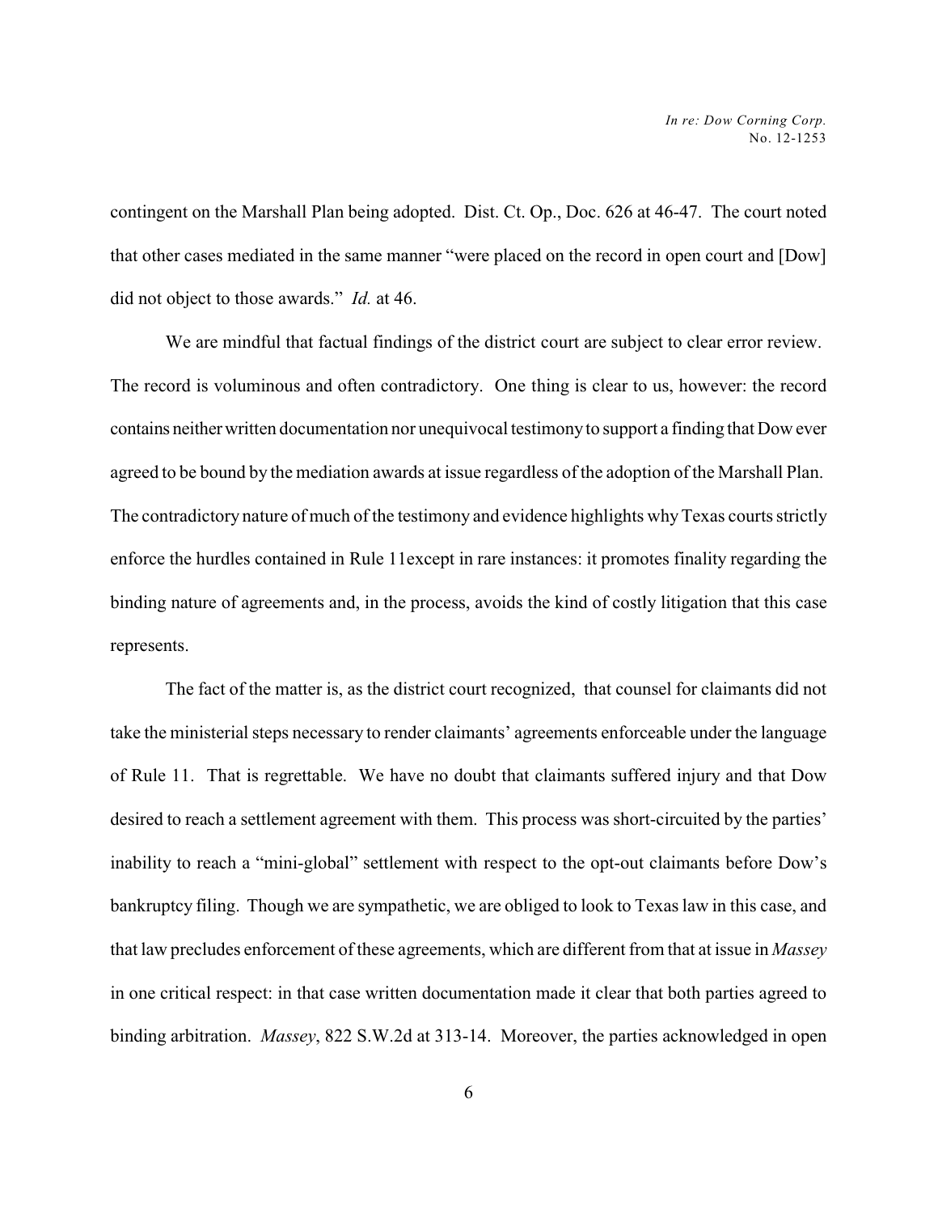contingent on the Marshall Plan being adopted. Dist. Ct. Op., Doc. 626 at 46-47. The court noted that other cases mediated in the same manner "were placed on the record in open court and [Dow] did not object to those awards." *Id.* at 46.

We are mindful that factual findings of the district court are subject to clear error review. The record is voluminous and often contradictory. One thing is clear to us, however: the record contains neither written documentation nor unequivocal testimony to support a finding that Dow ever agreed to be bound by the mediation awards at issue regardless of the adoption of the Marshall Plan. The contradictory nature of much of the testimony and evidence highlights why Texas courts strictly enforce the hurdles contained in Rule 11except in rare instances: it promotes finality regarding the binding nature of agreements and, in the process, avoids the kind of costly litigation that this case represents.

The fact of the matter is, as the district court recognized, that counsel for claimants did not take the ministerial steps necessary to render claimants' agreements enforceable under the language of Rule 11. That is regrettable. We have no doubt that claimants suffered injury and that Dow desired to reach a settlement agreement with them. This process was short-circuited by the parties' inability to reach a "mini-global" settlement with respect to the opt-out claimants before Dow's bankruptcy filing. Though we are sympathetic, we are obliged to look to Texas law in this case, and that law precludes enforcement of these agreements, which are different from that at issue in *Massey* in one critical respect: in that case written documentation made it clear that both parties agreed to binding arbitration. *Massey*, 822 S.W.2d at 313-14. Moreover, the parties acknowledged in open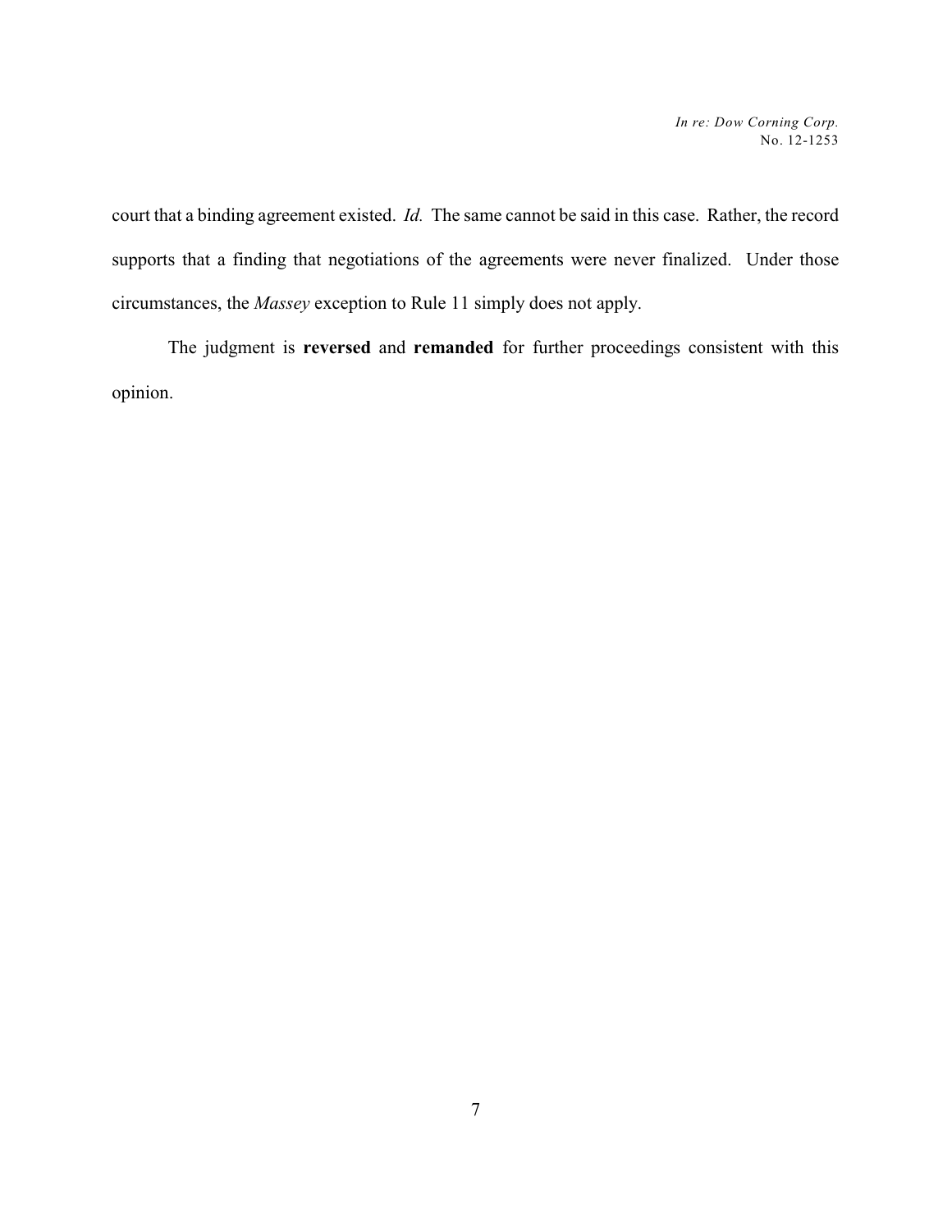court that a binding agreement existed. *Id.* The same cannot be said in this case. Rather, the record supports that a finding that negotiations of the agreements were never finalized. Under those circumstances, the *Massey* exception to Rule 11 simply does not apply.

The judgment is **reversed** and **remanded** for further proceedings consistent with this opinion.